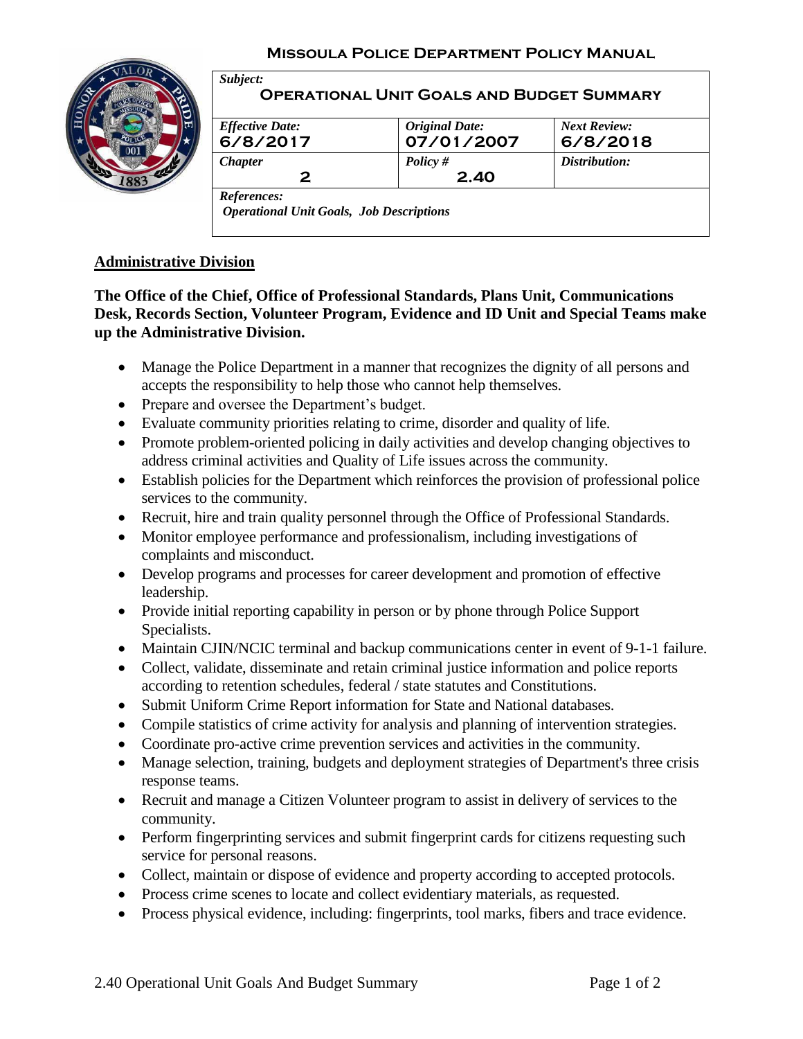# Missoula Police Department Policy Manual

| *Subject:* **Operational Unit Goals and Budget Summary** | | |
|---|---|---|
| *Effective Date:* **6/8/2017** | *Original Date:* **07/01/2007** | *Next Review:* **6/8/2018** |
| *Chapter* **2** | *Policy #* **2.40** | *Distribution:* |
| *References:* *Operational Unit Goals, Job Descriptions* | | |

## Administrative Division

**The Office of the Chief, Office of Professional Standards, Plans Unit, Communications Desk, Records Section, Volunteer Program, Evidence and ID Unit and Special Teams make up the Administrative Division.**

- Manage the Police Department in a manner that recognizes the dignity of all persons and accepts the responsibility to help those who cannot help themselves.
- Prepare and oversee the Department's budget.
- Evaluate community priorities relating to crime, disorder and quality of life.
- Promote problem-oriented policing in daily activities and develop changing objectives to address criminal activities and Quality of Life issues across the community.
- Establish policies for the Department which reinforces the provision of professional police services to the community.
- Recruit, hire and train quality personnel through the Office of Professional Standards.
- Monitor employee performance and professionalism, including investigations of complaints and misconduct.
- Develop programs and processes for career development and promotion of effective leadership.
- Provide initial reporting capability in person or by phone through Police Support Specialists.
- Maintain CJIN/NCIC terminal and backup communications center in event of 9-1-1 failure.
- Collect, validate, disseminate and retain criminal justice information and police reports according to retention schedules, federal / state statutes and Constitutions.
- Submit Uniform Crime Report information for State and National databases.
- Compile statistics of crime activity for analysis and planning of intervention strategies.
- Coordinate pro-active crime prevention services and activities in the community.
- Manage selection, training, budgets and deployment strategies of Department's three crisis response teams.
- Recruit and manage a Citizen Volunteer program to assist in delivery of services to the community.
- Perform fingerprinting services and submit fingerprint cards for citizens requesting such service for personal reasons.
- Collect, maintain or dispose of evidence and property according to accepted protocols.
- Process crime scenes to locate and collect evidentiary materials, as requested.
- Process physical evidence, including: fingerprints, tool marks, fibers and trace evidence.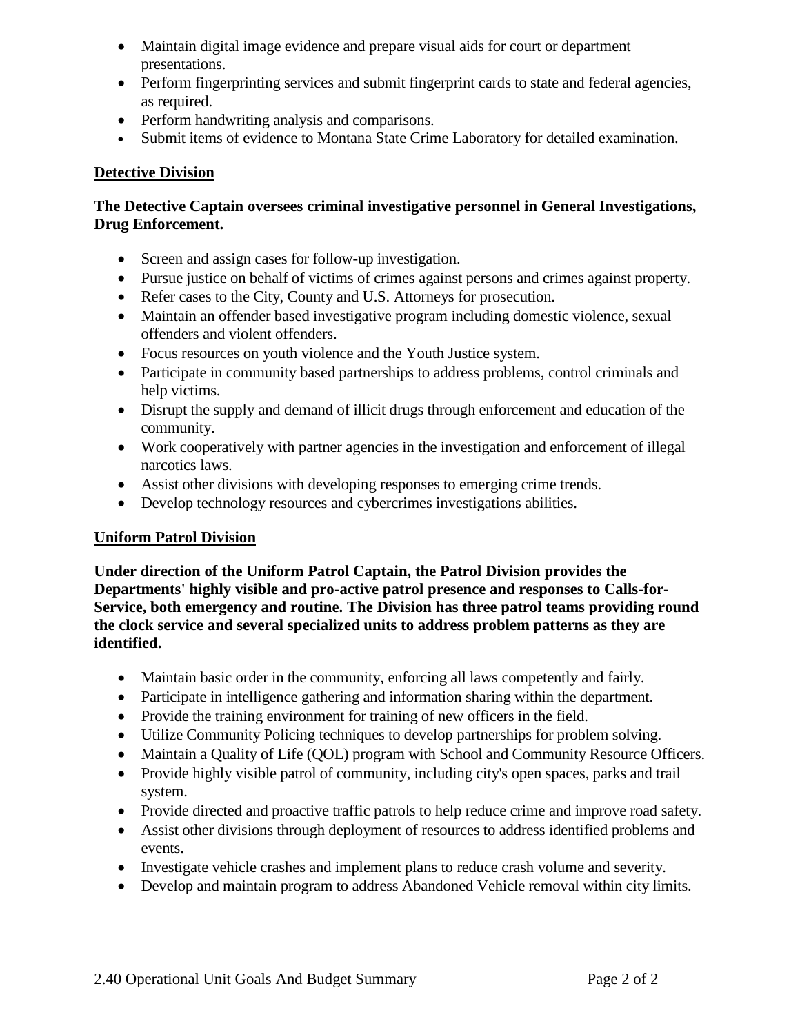- Maintain digital image evidence and prepare visual aids for court or department presentations.
- Perform fingerprinting services and submit fingerprint cards to state and federal agencies, as required.
- Perform handwriting analysis and comparisons.
- Submit items of evidence to Montana State Crime Laboratory for detailed examination.

## Detective Division

**The Detective Captain oversees criminal investigative personnel in General Investigations, Drug Enforcement.**

- Screen and assign cases for follow-up investigation.
- Pursue justice on behalf of victims of crimes against persons and crimes against property.
- Refer cases to the City, County and U.S. Attorneys for prosecution.
- Maintain an offender based investigative program including domestic violence, sexual offenders and violent offenders.
- Focus resources on youth violence and the Youth Justice system.
- Participate in community based partnerships to address problems, control criminals and help victims.
- Disrupt the supply and demand of illicit drugs through enforcement and education of the community.
- Work cooperatively with partner agencies in the investigation and enforcement of illegal narcotics laws.
- Assist other divisions with developing responses to emerging crime trends.
- Develop technology resources and cybercrimes investigations abilities.

## Uniform Patrol Division

**Under direction of the Uniform Patrol Captain, the Patrol Division provides the Departments' highly visible and pro-active patrol presence and responses to Calls-for-Service, both emergency and routine. The Division has three patrol teams providing round the clock service and several specialized units to address problem patterns as they are identified.**

- Maintain basic order in the community, enforcing all laws competently and fairly.
- Participate in intelligence gathering and information sharing within the department.
- Provide the training environment for training of new officers in the field.
- Utilize Community Policing techniques to develop partnerships for problem solving.
- Maintain a Quality of Life (QOL) program with School and Community Resource Officers.
- Provide highly visible patrol of community, including city's open spaces, parks and trail system.
- Provide directed and proactive traffic patrols to help reduce crime and improve road safety.
- Assist other divisions through deployment of resources to address identified problems and events.
- Investigate vehicle crashes and implement plans to reduce crash volume and severity.
- Develop and maintain program to address Abandoned Vehicle removal within city limits.